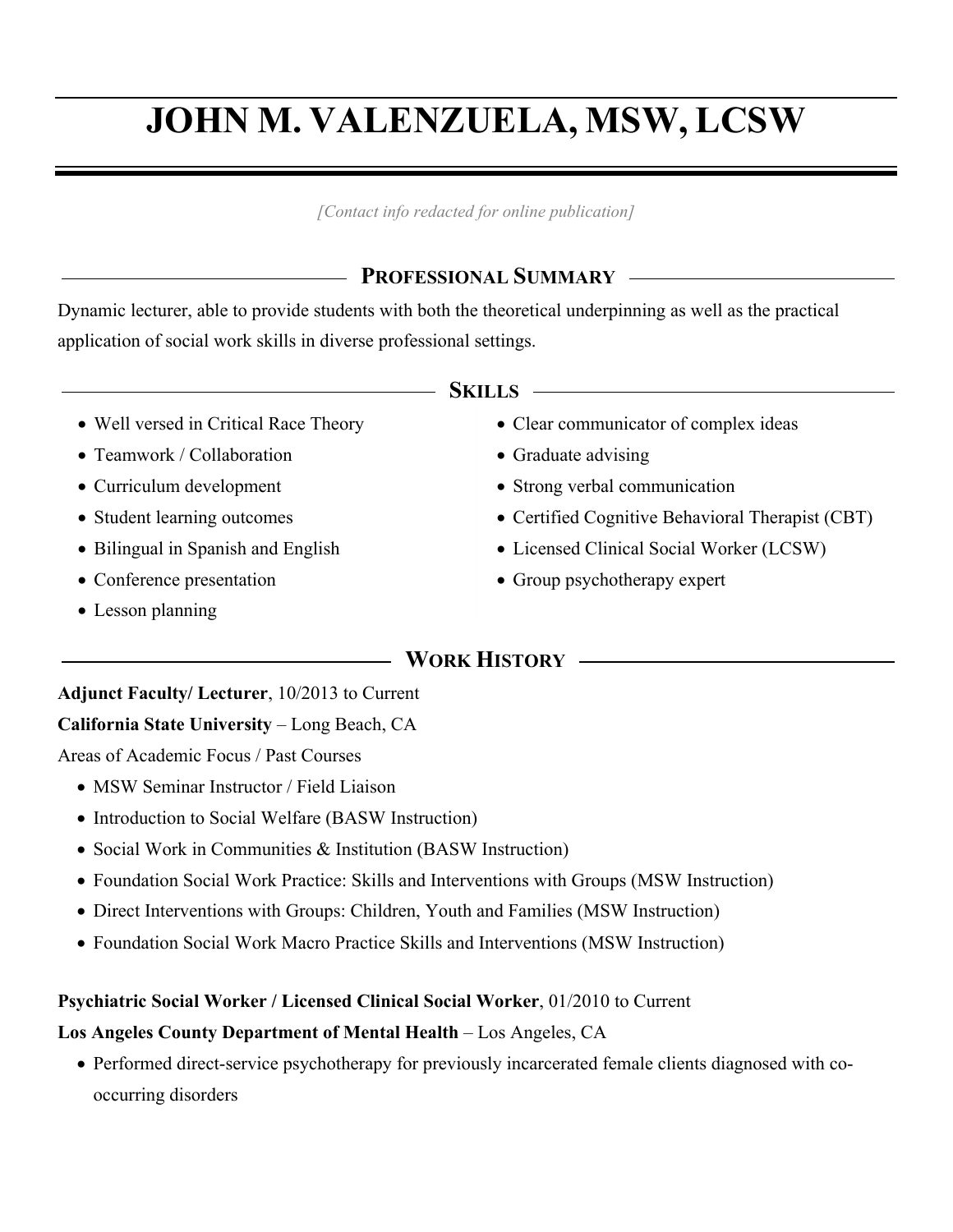# JOHN M. VALENZUELA, MSW, LCSW

*[Contact info redacted for online publication]*

## Professional Summary

Dynamic lecturer, able to provide students with both the theoretical underpinning as well as the practical application of social work skills in diverse professional settings.

## Skills

- Well versed in Critical Race Theory
- Teamwork / Collaboration
- Curriculum development
- Student learning outcomes
- Bilingual in Spanish and English
- Conference presentation
- Lesson planning
- Clear communicator of complex ideas
- Graduate advising
- Strong verbal communication
- Certified Cognitive Behavioral Therapist (CBT)
- Licensed Clinical Social Worker (LCSW)
- Group psychotherapy expert

## Work History

**Adjunct Faculty/ Lecturer**, 10/2013 to Current

**California State University** – Long Beach, CA

Areas of Academic Focus / Past Courses

- MSW Seminar Instructor / Field Liaison
- Introduction to Social Welfare (BASW Instruction)
- Social Work in Communities & Institution (BASW Instruction)
- Foundation Social Work Practice: Skills and Interventions with Groups (MSW Instruction)
- Direct Interventions with Groups: Children, Youth and Families (MSW Instruction)
- Foundation Social Work Macro Practice Skills and Interventions (MSW Instruction)

**Psychiatric Social Worker / Licensed Clinical Social Worker**, 01/2010 to Current

**Los Angeles County Department of Mental Health** – Los Angeles, CA

- Performed direct-service psychotherapy for previously incarcerated female clients diagnosed with co-occurring disorders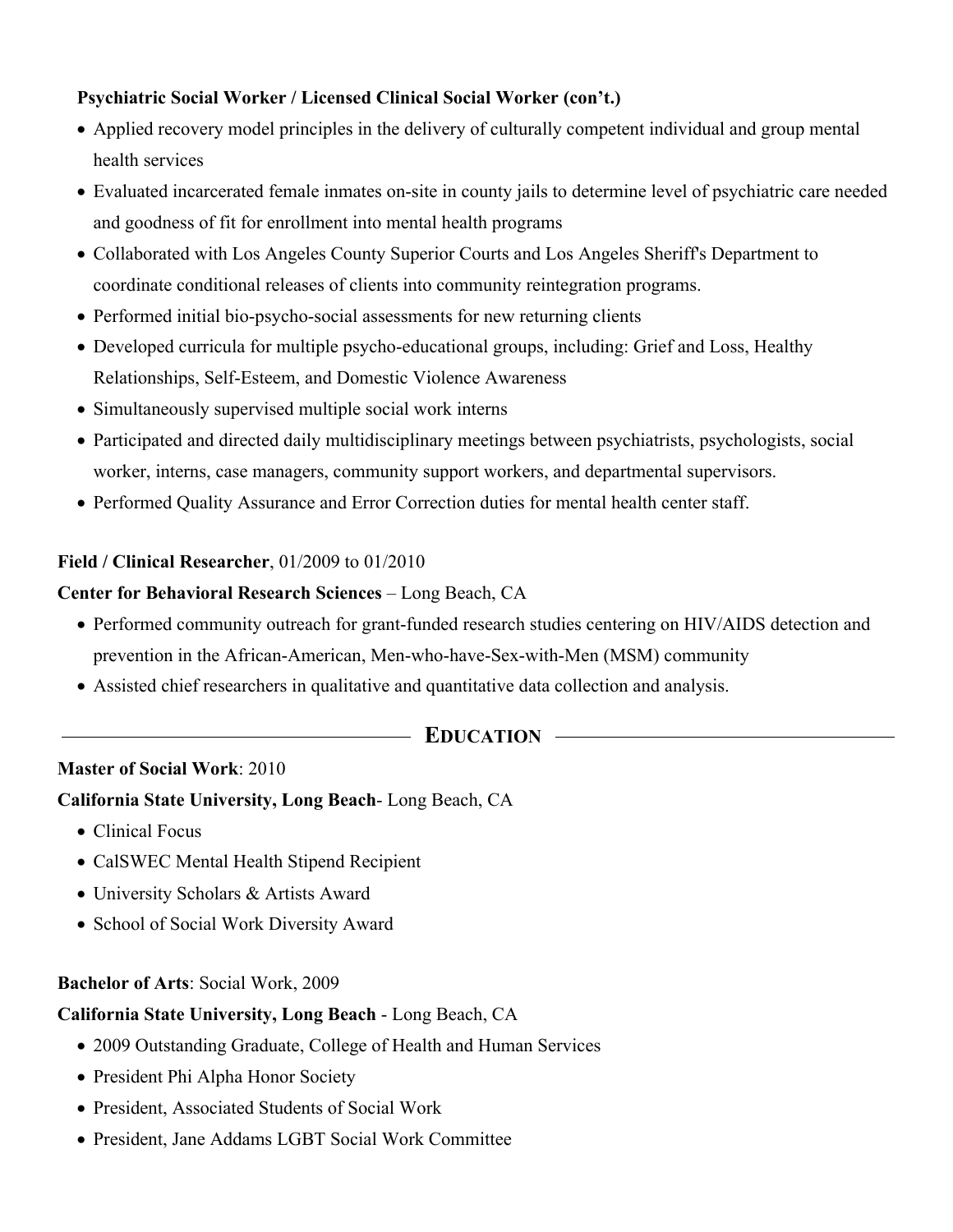**Psychiatric Social Worker / Licensed Clinical Social Worker (con't.)**

- Applied recovery model principles in the delivery of culturally competent individual and group mental health services
- Evaluated incarcerated female inmates on-site in county jails to determine level of psychiatric care needed and goodness of fit for enrollment into mental health programs
- Collaborated with Los Angeles County Superior Courts and Los Angeles Sheriff's Department to coordinate conditional releases of clients into community reintegration programs.
- Performed initial bio-psycho-social assessments for new returning clients
- Developed curricula for multiple psycho-educational groups, including: Grief and Loss, Healthy Relationships, Self-Esteem, and Domestic Violence Awareness
- Simultaneously supervised multiple social work interns
- Participated and directed daily multidisciplinary meetings between psychiatrists, psychologists, social worker, interns, case managers, community support workers, and departmental supervisors.
- Performed Quality Assurance and Error Correction duties for mental health center staff.

**Field / Clinical Researcher**, 01/2009 to 01/2010

**Center for Behavioral Research Sciences** – Long Beach, CA

- Performed community outreach for grant-funded research studies centering on HIV/AIDS detection and prevention in the African-American, Men-who-have-Sex-with-Men (MSM) community
- Assisted chief researchers in qualitative and quantitative data collection and analysis.

## Education

**Master of Social Work**: 2010

**California State University, Long Beach**- Long Beach, CA

- Clinical Focus
- CalSWEC Mental Health Stipend Recipient
- University Scholars & Artists Award
- School of Social Work Diversity Award

**Bachelor of Arts**: Social Work, 2009

**California State University, Long Beach** - Long Beach, CA

- 2009 Outstanding Graduate, College of Health and Human Services
- President Phi Alpha Honor Society
- President, Associated Students of Social Work
- President, Jane Addams LGBT Social Work Committee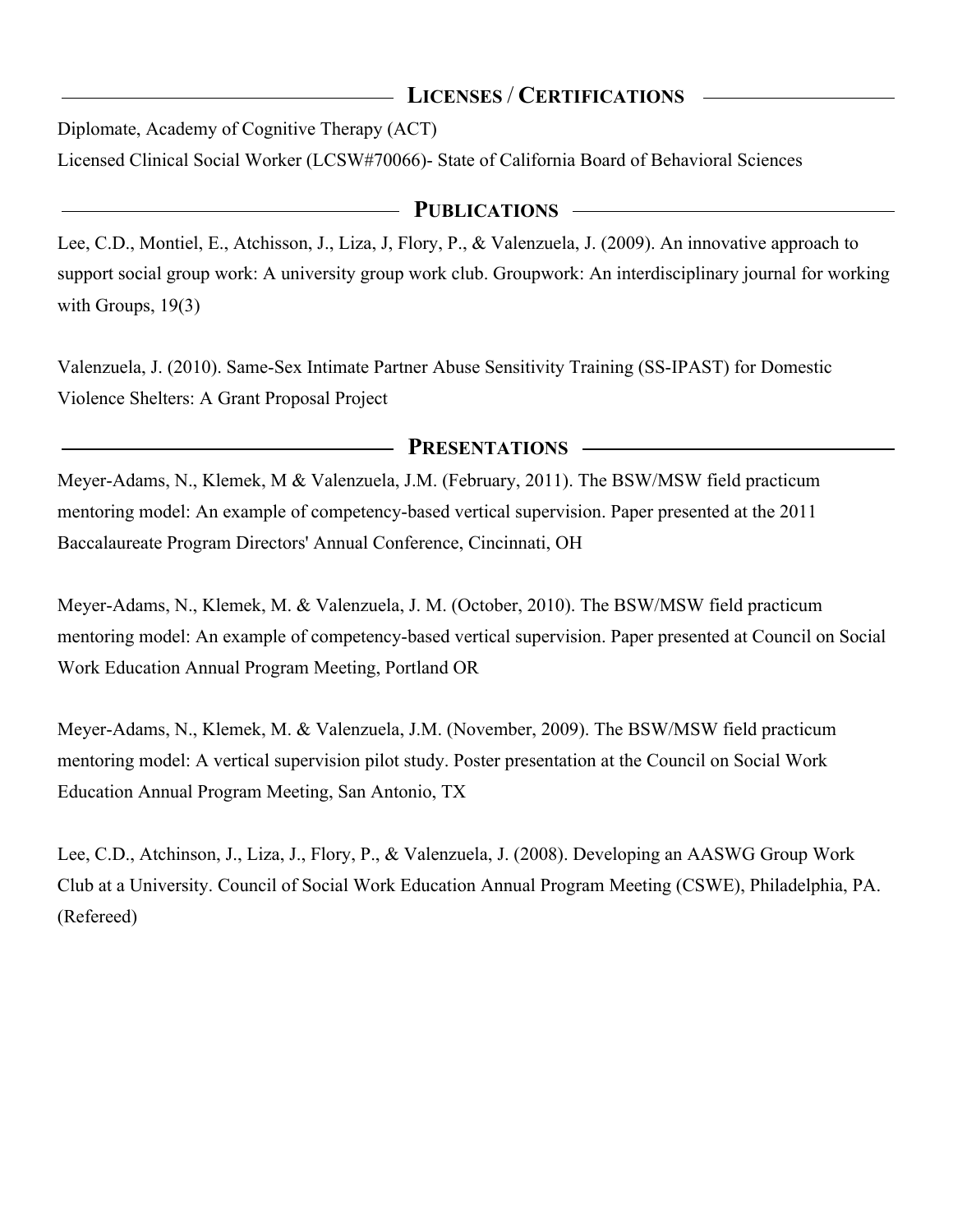## LICENSES / CERTIFICATIONS

Diplomate, Academy of Cognitive Therapy (ACT)

Licensed Clinical Social Worker (LCSW#70066)- State of California Board of Behavioral Sciences

## PUBLICATIONS

Lee, C.D., Montiel, E., Atchisson, J., Liza, J, Flory, P., & Valenzuela, J. (2009). An innovative approach to support social group work: A university group work club. Groupwork: An interdisciplinary journal for working with Groups, 19(3)

Valenzuela, J. (2010). Same-Sex Intimate Partner Abuse Sensitivity Training (SS-IPAST) for Domestic Violence Shelters: A Grant Proposal Project

## PRESENTATIONS

Meyer-Adams, N., Klemek, M & Valenzuela, J.M. (February, 2011). The BSW/MSW field practicum mentoring model: An example of competency-based vertical supervision. Paper presented at the 2011 Baccalaureate Program Directors' Annual Conference, Cincinnati, OH

Meyer-Adams, N., Klemek, M. & Valenzuela, J. M. (October, 2010). The BSW/MSW field practicum mentoring model: An example of competency-based vertical supervision. Paper presented at Council on Social Work Education Annual Program Meeting, Portland OR

Meyer-Adams, N., Klemek, M. & Valenzuela, J.M. (November, 2009). The BSW/MSW field practicum mentoring model: A vertical supervision pilot study. Poster presentation at the Council on Social Work Education Annual Program Meeting, San Antonio, TX

Lee, C.D., Atchinson, J., Liza, J., Flory, P., & Valenzuela, J. (2008). Developing an AASWG Group Work Club at a University. Council of Social Work Education Annual Program Meeting (CSWE), Philadelphia, PA. (Refereed)